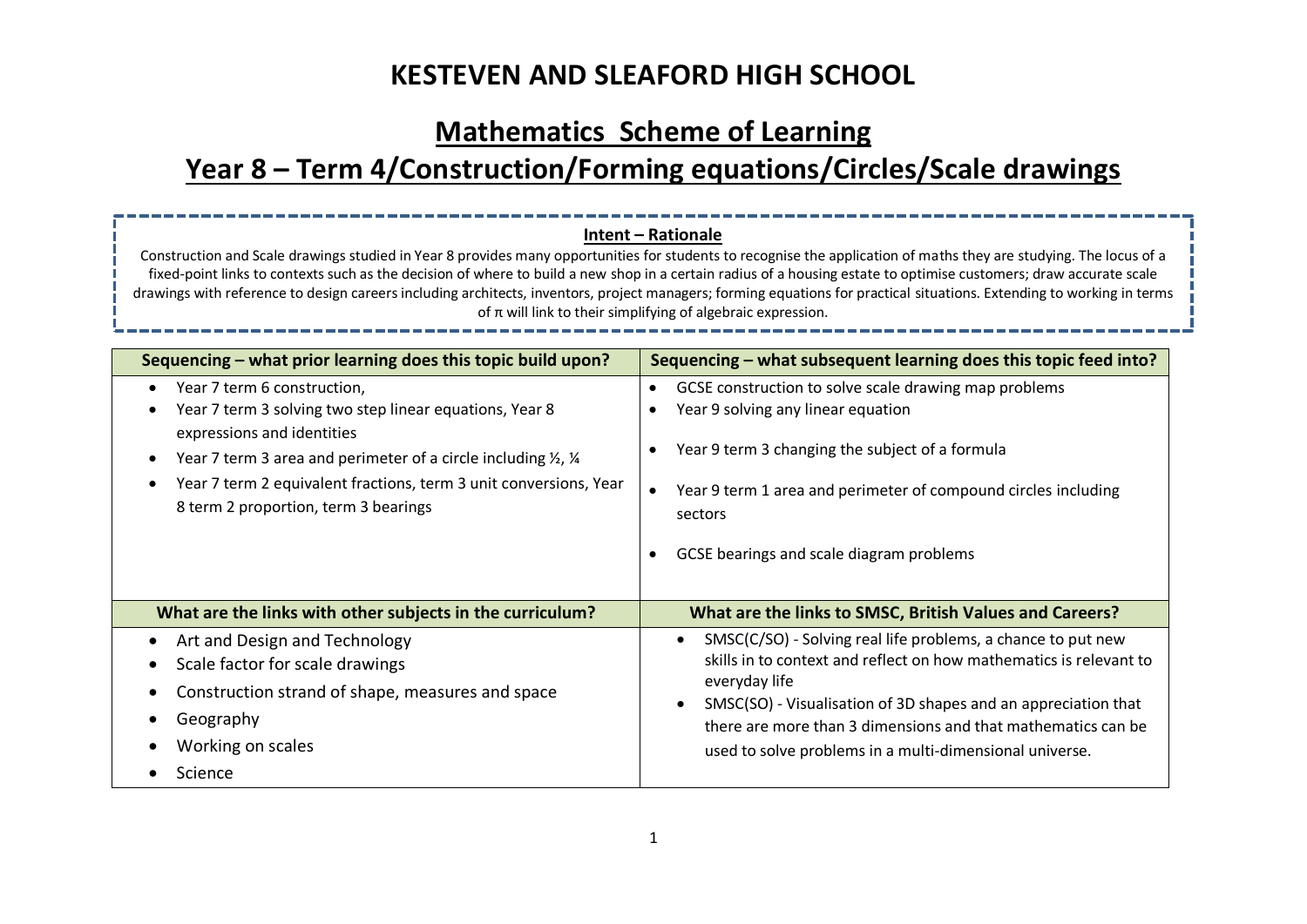# KESTEVEN AND SLEAFORD HIGH SCHOOL

## Mathematics Scheme of Learning

## Year 8 – Term 4/Construction/Forming equations/Circles/Scale drawings

**Intent – Rationale**

Construction and Scale drawings studied in Year 8 provides many opportunities for students to recognise the application of maths they are studying. The locus of a fixed-point links to contexts such as the decision of where to build a new shop in a certain radius of a housing estate to optimise customers; draw accurate scale drawings with reference to design careers including architects, inventors, project managers; forming equations for practical situations. Extending to working in terms of π will link to their simplifying of algebraic expression.

| Sequencing – what prior learning does this topic build upon? | Sequencing – what subsequent learning does this topic feed into? |
|---|---|
| • Year 7 term 6 construction,<br>• Year 7 term 3 solving two step linear equations, Year 8 expressions and identities<br>• Year 7 term 3 area and perimeter of a circle including ½, ¼<br>• Year 7 term 2 equivalent fractions, term 3 unit conversions, Year 8 term 2 proportion, term 3 bearings | • GCSE construction to solve scale drawing map problems<br>• Year 9 solving any linear equation<br>• Year 9 term 3 changing the subject of a formula<br>• Year 9 term 1 area and perimeter of compound circles including sectors<br>• GCSE bearings and scale diagram problems |
| **What are the links with other subjects in the curriculum?** | **What are the links to SMSC, British Values and Careers?** |
| • Art and Design and Technology<br>• Scale factor for scale drawings<br>• Construction strand of shape, measures and space<br>• Geography<br>• Working on scales<br>• Science | • SMSC(C/SO) - Solving real life problems, a chance to put new skills in to context and reflect on how mathematics is relevant to everyday life<br>• SMSC(SO) - Visualisation of 3D shapes and an appreciation that there are more than 3 dimensions and that mathematics can be used to solve problems in a multi-dimensional universe. |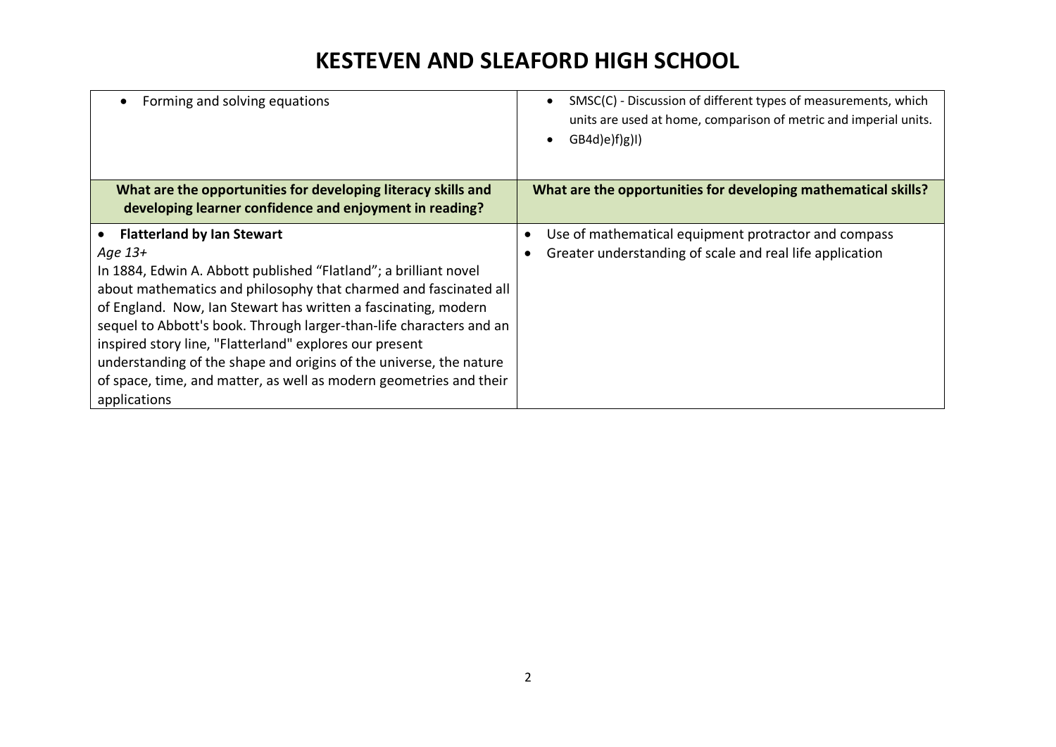# KESTEVEN AND SLEAFORD HIGH SCHOOL

| | |
|---|---|
| • Forming and solving equations | • SMSC(C) - Discussion of different types of measurements, which units are used at home, comparison of metric and imperial units.<br>• GB4d)e)f)g)I) |
| **What are the opportunities for developing literacy skills and developing learner confidence and enjoyment in reading?** | **What are the opportunities for developing mathematical skills?** |
| • **Flatterland by Ian Stewart**<br>*Age 13+*<br>In 1884, Edwin A. Abbott published "Flatland"; a brilliant novel about mathematics and philosophy that charmed and fascinated all of England. Now, Ian Stewart has written a fascinating, modern sequel to Abbott's book. Through larger-than-life characters and an inspired story line, "Flatterland" explores our present understanding of the shape and origins of the universe, the nature of space, time, and matter, as well as modern geometries and their applications | • Use of mathematical equipment protractor and compass<br>• Greater understanding of scale and real life application |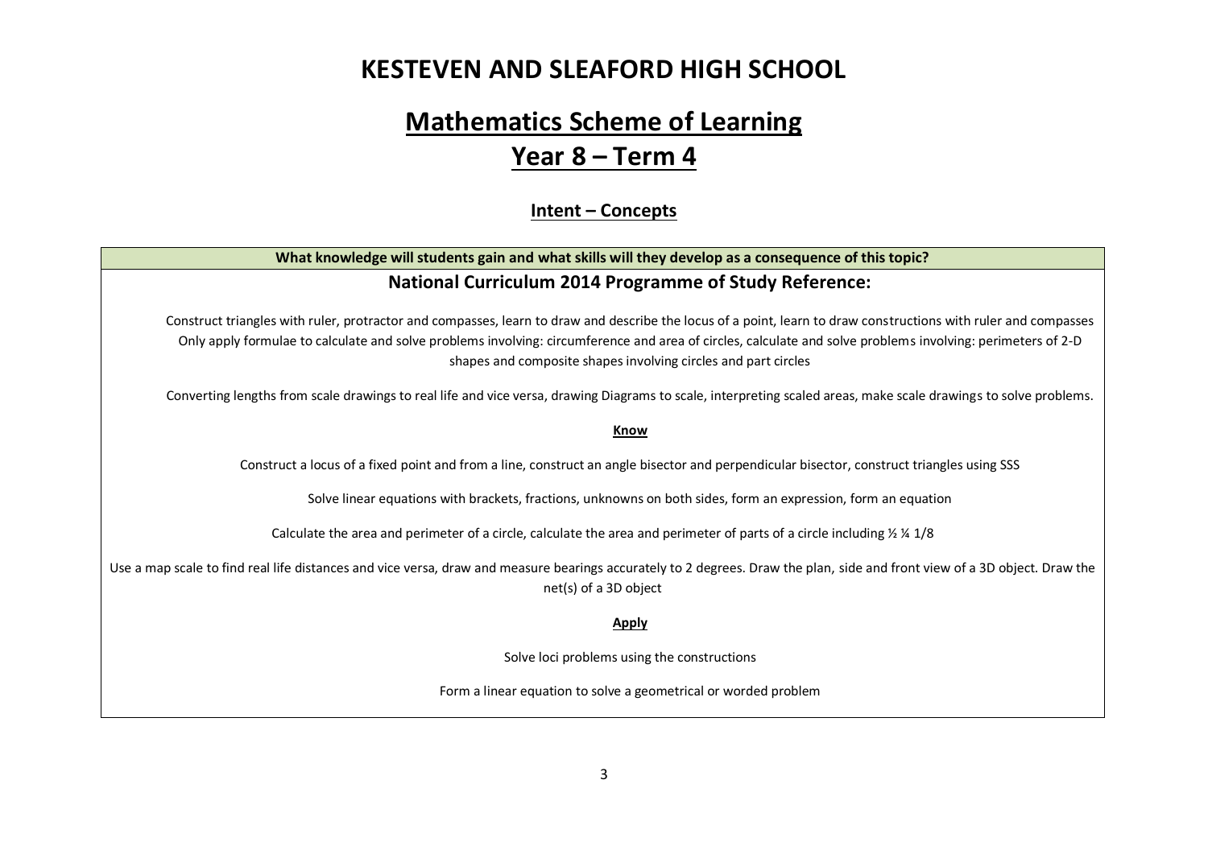# KESTEVEN AND SLEAFORD HIGH SCHOOL

## Mathematics Scheme of Learning

## Year 8 – Term 4

### Intent – Concepts

**What knowledge will students gain and what skills will they develop as a consequence of this topic?**

### National Curriculum 2014 Programme of Study Reference:

Construct triangles with ruler, protractor and compasses, learn to draw and describe the locus of a point, learn to draw constructions with ruler and compasses Only apply formulae to calculate and solve problems involving: circumference and area of circles, calculate and solve problems involving: perimeters of 2-D shapes and composite shapes involving circles and part circles

Converting lengths from scale drawings to real life and vice versa, drawing Diagrams to scale, interpreting scaled areas, make scale drawings to solve problems.

**Know**

Construct a locus of a fixed point and from a line, construct an angle bisector and perpendicular bisector, construct triangles using SSS

Solve linear equations with brackets, fractions, unknowns on both sides, form an expression, form an equation

Calculate the area and perimeter of a circle, calculate the area and perimeter of parts of a circle including ½ ¼ 1/8

Use a map scale to find real life distances and vice versa, draw and measure bearings accurately to 2 degrees. Draw the plan, side and front view of a 3D object. Draw the net(s) of a 3D object

**Apply**

Solve loci problems using the constructions

Form a linear equation to solve a geometrical or worded problem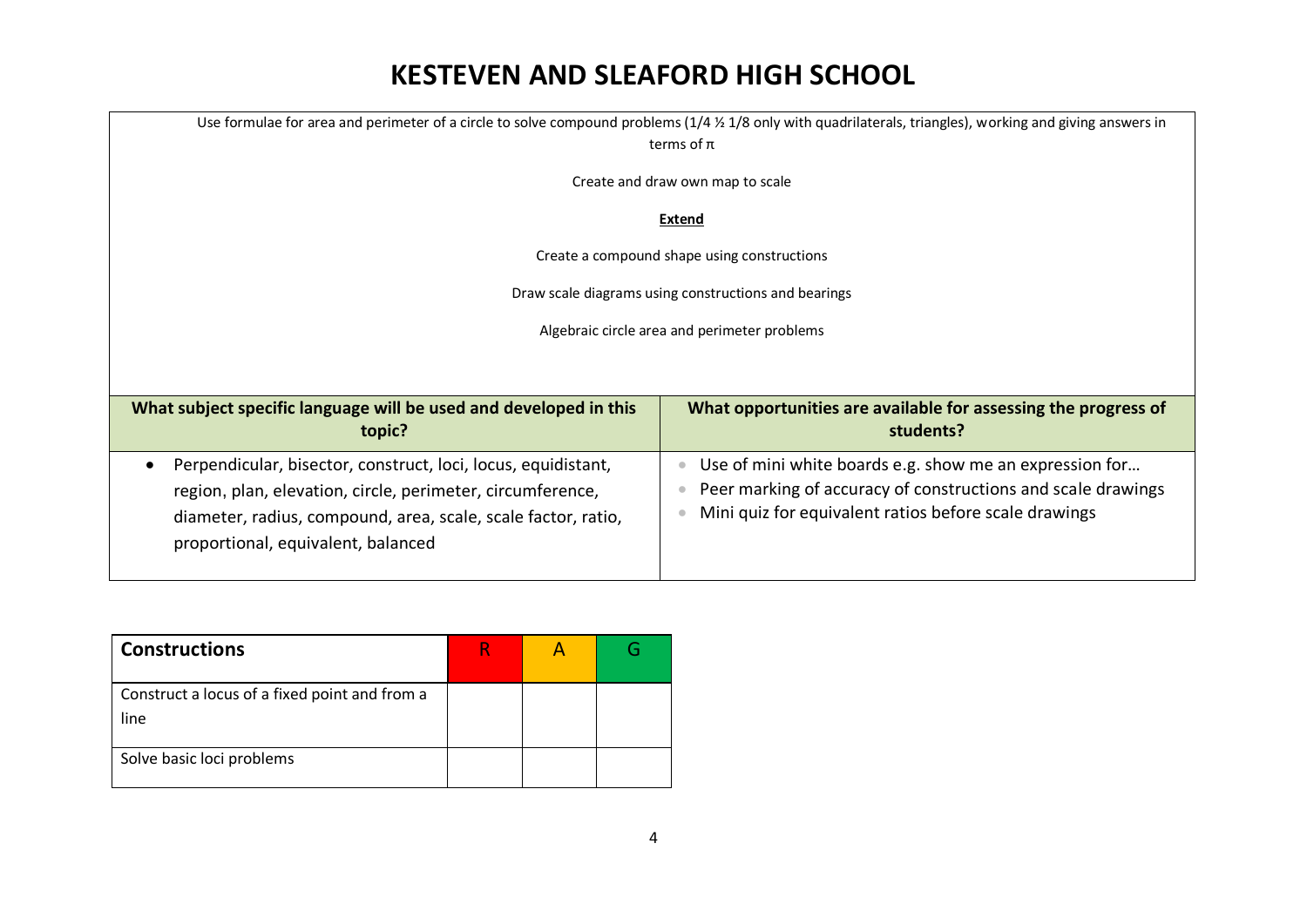# KESTEVEN AND SLEAFORD HIGH SCHOOL

Use formulae for area and perimeter of a circle to solve compound problems (1/4 ½ 1/8 only with quadrilaterals, triangles), working and giving answers in terms of π

Create and draw own map to scale

**Extend**

Create a compound shape using constructions

Draw scale diagrams using constructions and bearings

Algebraic circle area and perimeter problems

| What subject specific language will be used and developed in this topic? | What opportunities are available for assessing the progress of students? |
|---|---|
| • Perpendicular, bisector, construct, loci, locus, equidistant, region, plan, elevation, circle, perimeter, circumference, diameter, radius, compound, area, scale, scale factor, ratio, proportional, equivalent, balanced | • Use of mini white boards e.g. show me an expression for… <br> • Peer marking of accuracy of constructions and scale drawings <br> • Mini quiz for equivalent ratios before scale drawings |

| Constructions | R | A | G |
|---|---|---|---|
| Construct a locus of a fixed point and from a line | | | |
| Solve basic loci problems | | | |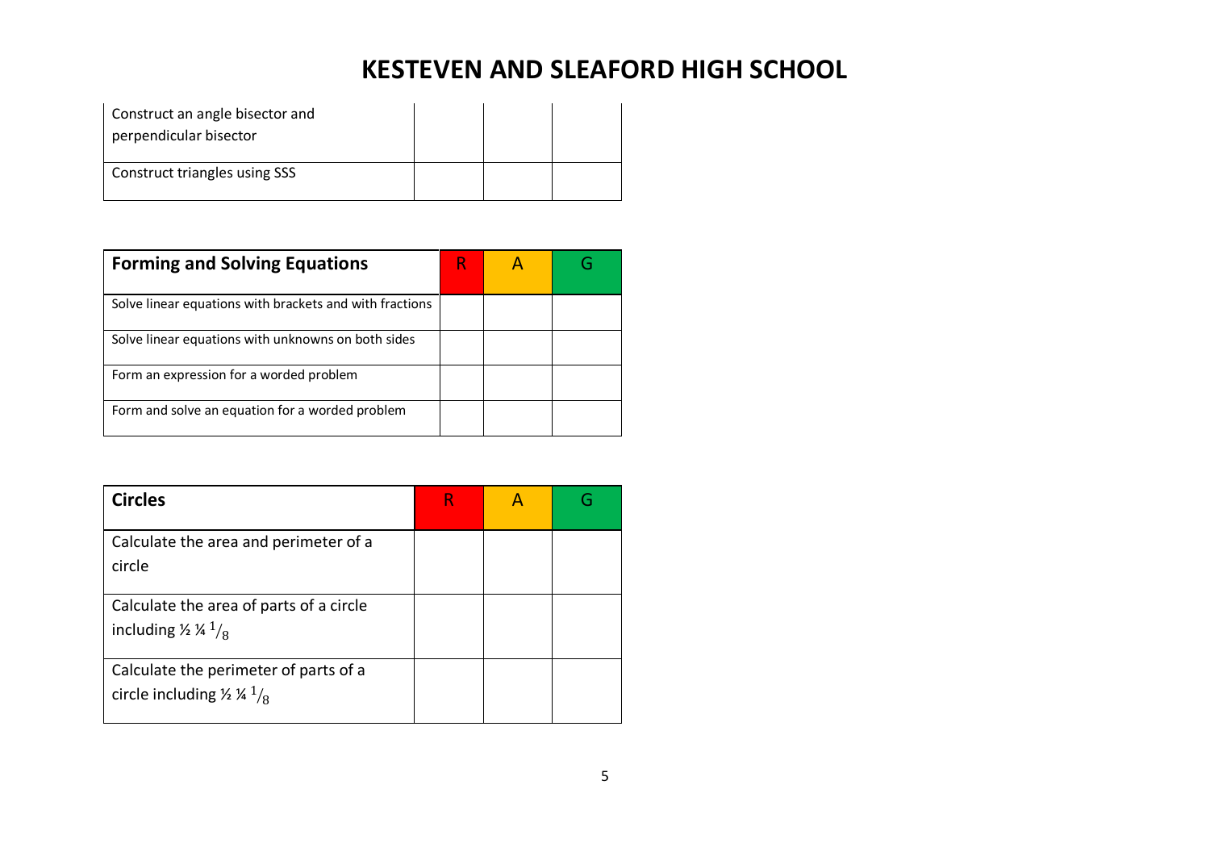| | | | |
|---|---|---|---|
| Construct an angle bisector and perpendicular bisector | | | |
| Construct triangles using SSS | | | |

| **Forming and Solving Equations** | R | A | G |
|---|---|---|---|
| Solve linear equations with brackets and with fractions | | | |
| Solve linear equations with unknowns on both sides | | | |
| Form an expression for a worded problem | | | |
| Form and solve an equation for a worded problem | | | |

| **Circles** | R | A | G |
|---|---|---|---|
| Calculate the area and perimeter of a circle | | | |
| Calculate the area of parts of a circle including ½ ¼ $^1/_8$ | | | |
| Calculate the perimeter of parts of a circle including ½ ¼ $^1/_8$ | | | |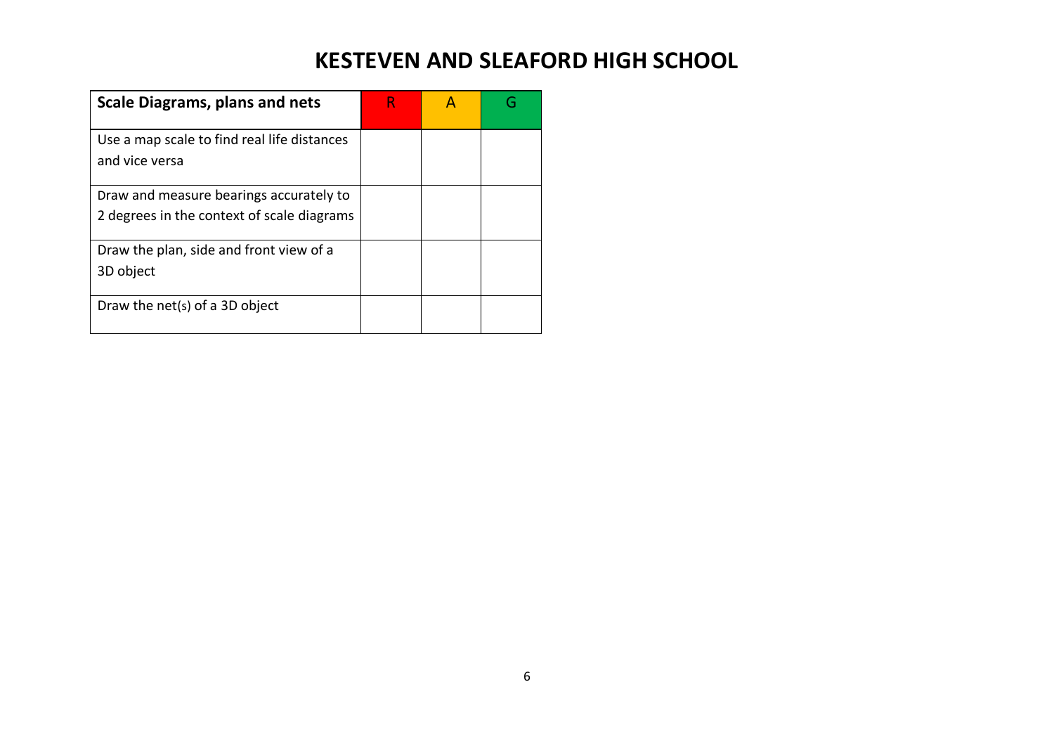# KESTEVEN AND SLEAFORD HIGH SCHOOL

| **Scale Diagrams, plans and nets** | R | A | G |
|---|---|---|---|
| Use a map scale to find real life distances and vice versa | | | |
| Draw and measure bearings accurately to 2 degrees in the context of scale diagrams | | | |
| Draw the plan, side and front view of a 3D object | | | |
| Draw the net(s) of a 3D object | | | |